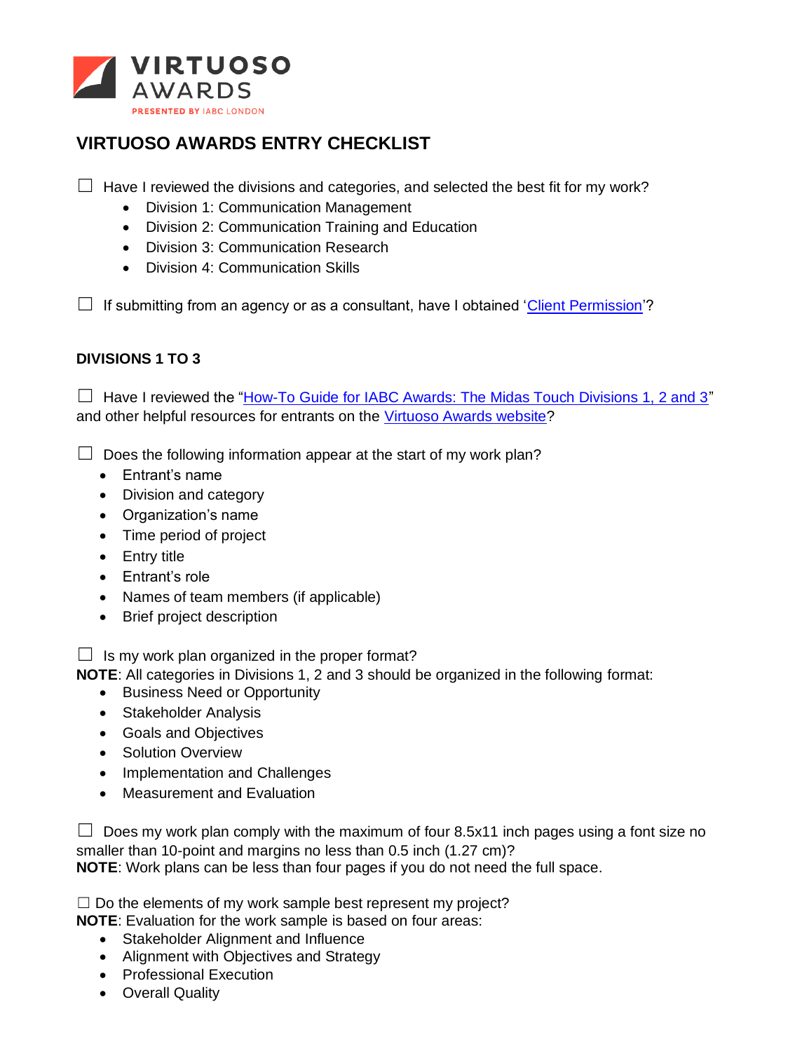VIRTUOSO AWARDS

PRESENTED BY IABC LONDON

# VIRTUOSO AWARDS ENTRY CHECKLIST

☐ Have I reviewed the divisions and categories, and selected the best fit for my work?

- Division 1: Communication Management
- Division 2: Communication Training and Education
- Division 3: Communication Research
- Division 4: Communication Skills

☐ If submitting from an agency or as a consultant, have I obtained 'Client Permission'?

## DIVISIONS 1 TO 3

☐ Have I reviewed the "How-To Guide for IABC Awards: The Midas Touch Divisions 1, 2 and 3" and other helpful resources for entrants on the Virtuoso Awards website?

☐ Does the following information appear at the start of my work plan?

- Entrant's name
- Division and category
- Organization's name
- Time period of project
- Entry title
- Entrant's role
- Names of team members (if applicable)
- Brief project description

☐ Is my work plan organized in the proper format?
**NOTE**: All categories in Divisions 1, 2 and 3 should be organized in the following format:

- Business Need or Opportunity
- Stakeholder Analysis
- Goals and Objectives
- Solution Overview
- Implementation and Challenges
- Measurement and Evaluation

☐ Does my work plan comply with the maximum of four 8.5x11 inch pages using a font size no smaller than 10-point and margins no less than 0.5 inch (1.27 cm)?
**NOTE**: Work plans can be less than four pages if you do not need the full space.

☐ Do the elements of my work sample best represent my project?
**NOTE**: Evaluation for the work sample is based on four areas:

- Stakeholder Alignment and Influence
- Alignment with Objectives and Strategy
- Professional Execution
- Overall Quality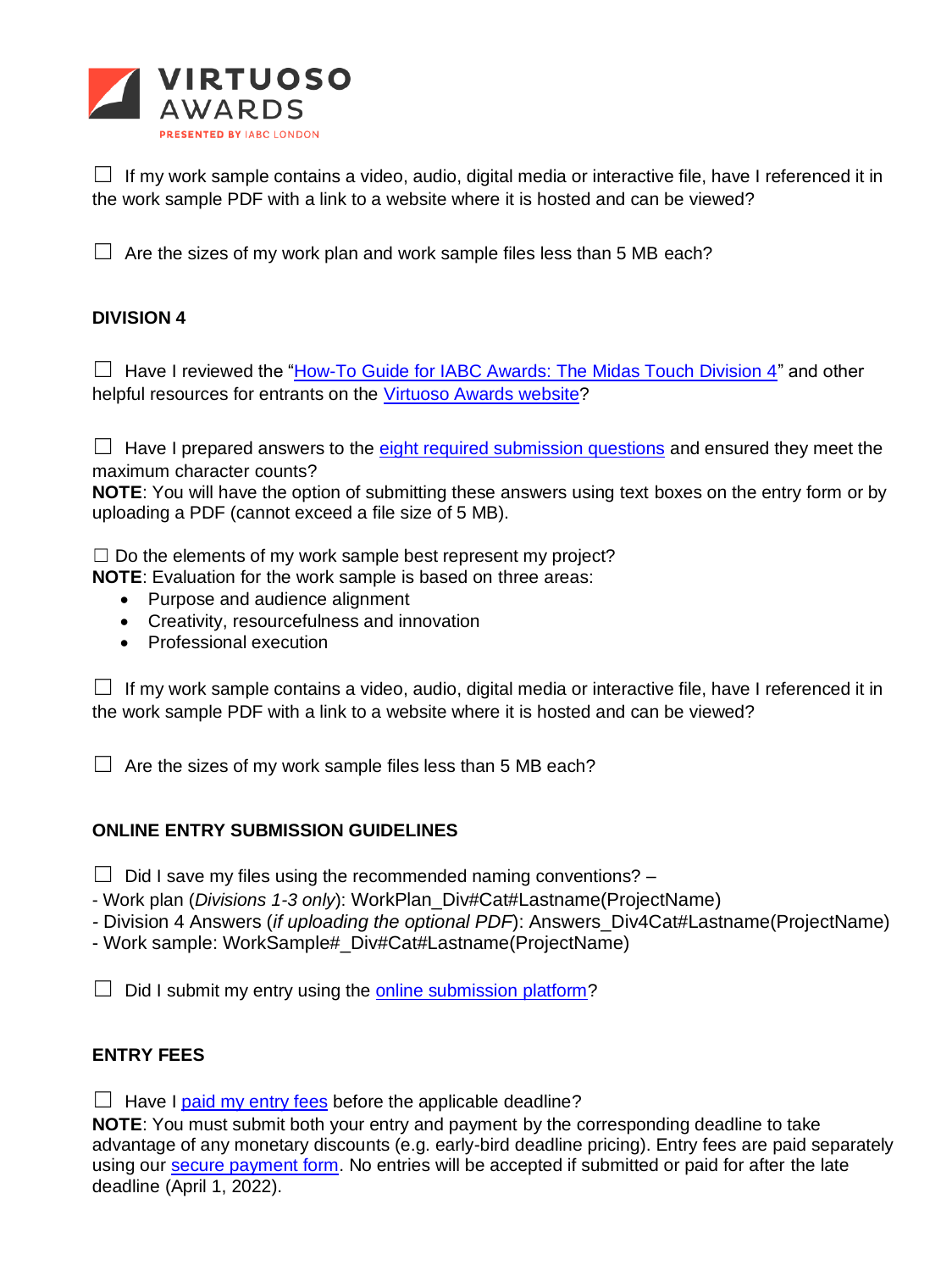☐ If my work sample contains a video, audio, digital media or interactive file, have I referenced it in the work sample PDF with a link to a website where it is hosted and can be viewed?

☐ Are the sizes of my work plan and work sample files less than 5 MB each?

**DIVISION 4**

☐ Have I reviewed the "How-To Guide for IABC Awards: The Midas Touch Division 4" and other helpful resources for entrants on the Virtuoso Awards website?

☐ Have I prepared answers to the eight required submission questions and ensured they meet the maximum character counts?
**NOTE**: You will have the option of submitting these answers using text boxes on the entry form or by uploading a PDF (cannot exceed a file size of 5 MB).

☐ Do the elements of my work sample best represent my project?
**NOTE**: Evaluation for the work sample is based on three areas:

- Purpose and audience alignment
- Creativity, resourcefulness and innovation
- Professional execution

☐ If my work sample contains a video, audio, digital media or interactive file, have I referenced it in the work sample PDF with a link to a website where it is hosted and can be viewed?

☐ Are the sizes of my work sample files less than 5 MB each?

**ONLINE ENTRY SUBMISSION GUIDELINES**

☐ Did I save my files using the recommended naming conventions? –
- Work plan (*Divisions 1-3 only*): WorkPlan_Div#Cat#Lastname(ProjectName)
- Division 4 Answers (*if uploading the optional PDF*): Answers_Div4Cat#Lastname(ProjectName)
- Work sample: WorkSample#_Div#Cat#Lastname(ProjectName)

☐ Did I submit my entry using the online submission platform?

**ENTRY FEES**

☐ Have I paid my entry fees before the applicable deadline?
**NOTE**: You must submit both your entry and payment by the corresponding deadline to take advantage of any monetary discounts (e.g. early-bird deadline pricing). Entry fees are paid separately using our secure payment form. No entries will be accepted if submitted or paid for after the late deadline (April 1, 2022).